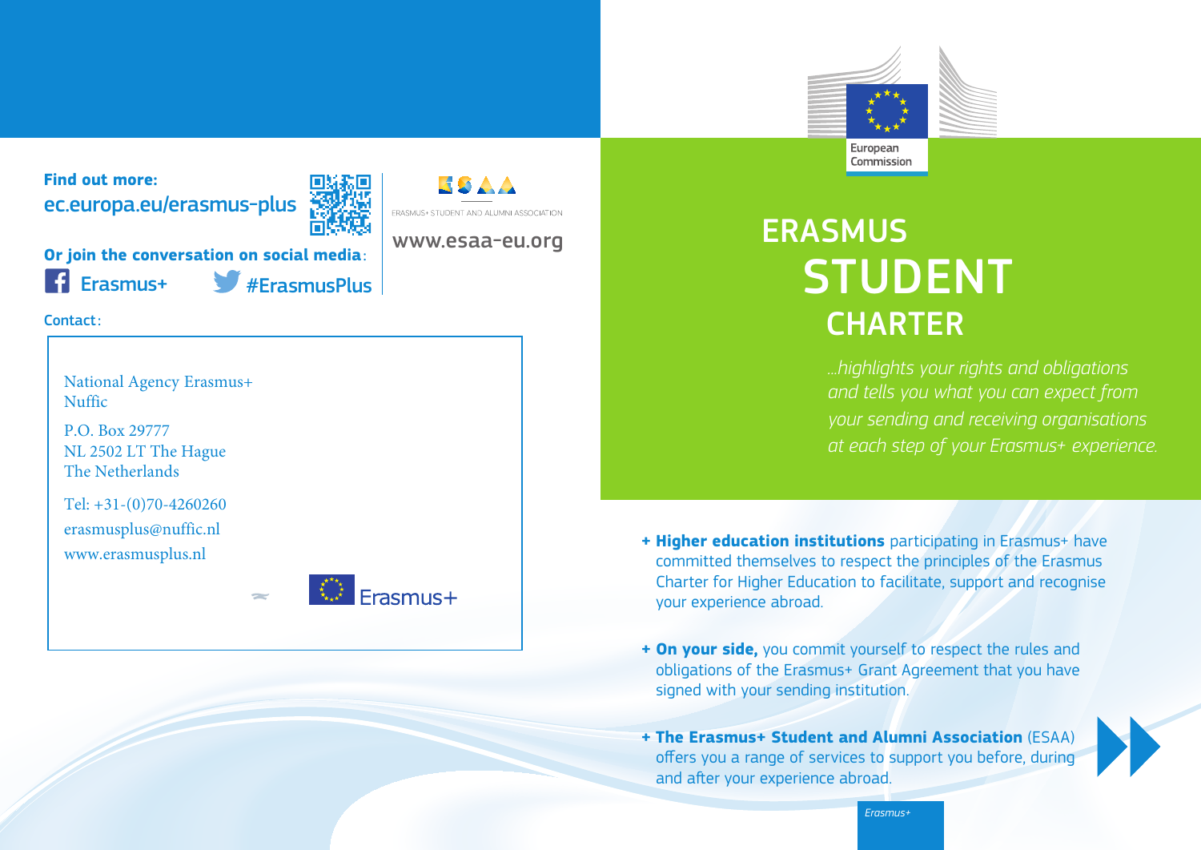**Find out more:**
ec.europa.eu/erasmus-plus

**Or join the conversation on social media**:

Erasmus+ #ErasmusPlus

ERASMUS+ STUDENT AND ALUMNI ASSOCIATION

www.esaa-eu.org

Contact:

National Agency Erasmus+
Nuffic

P.O. Box 29777
NL 2502 LT The Hague
The Netherlands

Tel: +31-(0)70-4260260
erasmusplus@nuffic.nl
www.erasmusplus.nl

Erasmus+

European Commission

# ERASMUS STUDENT CHARTER

*...highlights your rights and obligations and tells you what you can expect from your sending and receiving organisations at each step of your Erasmus+ experience.*

+ **Higher education institutions** participating in Erasmus+ have committed themselves to respect the principles of the Erasmus Charter for Higher Education to facilitate, support and recognise your experience abroad.

+ **On your side,** you commit yourself to respect the rules and obligations of the Erasmus+ Grant Agreement that you have signed with your sending institution.

+ **The Erasmus+ Student and Alumni Association** (ESAA) offers you a range of services to support you before, during and after your experience abroad.

*Erasmus+*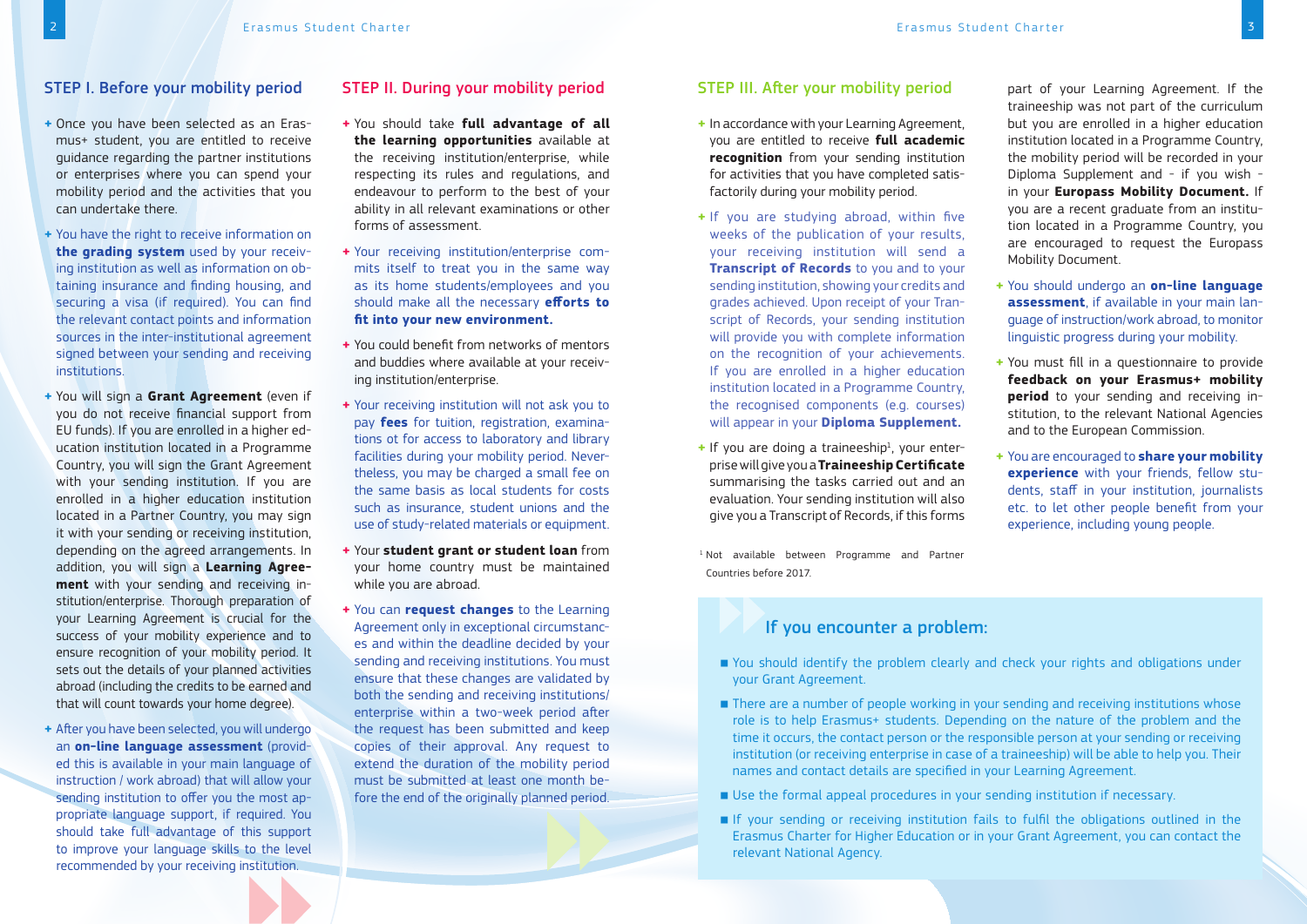## STEP I. Before your mobility period

- Once you have been selected as an Erasmus+ student, you are entitled to receive guidance regarding the partner institutions or enterprises where you can spend your mobility period and the activities that you can undertake there.
- You have the right to receive information on **the grading system** used by your receiving institution as well as information on obtaining insurance and finding housing, and securing a visa (if required). You can find the relevant contact points and information sources in the inter-institutional agreement signed between your sending and receiving institutions.
- You will sign a **Grant Agreement** (even if you do not receive financial support from EU funds). If you are enrolled in a higher education institution located in a Programme Country, you will sign the Grant Agreement with your sending institution. If you are enrolled in a higher education institution located in a Partner Country, you may sign it with your sending or receiving institution, depending on the agreed arrangements. In addition, you will sign a **Learning Agreement** with your sending and receiving institution/enterprise. Thorough preparation of your Learning Agreement is crucial for the success of your mobility experience and to ensure recognition of your mobility period. It sets out the details of your planned activities abroad (including the credits to be earned and that will count towards your home degree).
- After you have been selected, you will undergo an **on-line language assessment** (provided this is available in your main language of instruction / work abroad) that will allow your sending institution to offer you the most appropriate language support, if required. You should take full advantage of this support to improve your language skills to the level recommended by your receiving institution.

## STEP II. During your mobility period

- You should take **full advantage of all the learning opportunities** available at the receiving institution/enterprise, while respecting its rules and regulations, and endeavour to perform to the best of your ability in all relevant examinations or other forms of assessment.
- Your receiving institution/enterprise commits itself to treat you in the same way as its home students/employees and you should make all the necessary **efforts to fit into your new environment.**
- You could benefit from networks of mentors and buddies where available at your receiving institution/enterprise.
- Your receiving institution will not ask you to pay **fees** for tuition, registration, examinations ot for access to laboratory and library facilities during your mobility period. Nevertheless, you may be charged a small fee on the same basis as local students for costs such as insurance, student unions and the use of study-related materials or equipment.
- Your **student grant or student loan** from your home country must be maintained while you are abroad.
- You can **request changes** to the Learning Agreement only in exceptional circumstances and within the deadline decided by your sending and receiving institutions. You must ensure that these changes are validated by both the sending and receiving institutions/enterprise within a two-week period after the request has been submitted and keep copies of their approval. Any request to extend the duration of the mobility period must be submitted at least one month before the end of the originally planned period.

## STEP III. After your mobility period

- In accordance with your Learning Agreement, you are entitled to receive **full academic recognition** from your sending institution for activities that you have completed satisfactorily during your mobility period.
- If you are studying abroad, within five weeks of the publication of your results, your receiving institution will send a **Transcript of Records** to you and to your sending institution, showing your credits and grades achieved. Upon receipt of your Transcript of Records, your sending institution will provide you with complete information on the recognition of your achievements. If you are enrolled in a higher education institution located in a Programme Country, the recognised components (e.g. courses) will appear in your **Diploma Supplement.**
- If you are doing a traineeship[1], your enterprise will give you a **Traineeship Certificate** summarising the tasks carried out and an evaluation. Your sending institution will also give you a Transcript of Records, if this forms part of your Learning Agreement. If the traineeship was not part of the curriculum but you are enrolled in a higher education institution located in a Programme Country, the mobility period will be recorded in your Diploma Supplement and - if you wish - in your **Europass Mobility Document.** If you are a recent graduate from an institution located in a Programme Country, you are encouraged to request the Europass Mobility Document.
- You should undergo an **on-line language assessment**, if available in your main language of instruction/work abroad, to monitor linguistic progress during your mobility.
- You must fill in a questionnaire to provide **feedback on your Erasmus+ mobility period** to your sending and receiving institution, to the relevant National Agencies and to the European Commission.
- You are encouraged to **share your mobility experience** with your friends, fellow students, staff in your institution, journalists etc. to let other people benefit from your experience, including young people.

[1] Not available between Programme and Partner Countries before 2017.

### If you encounter a problem:

- You should identify the problem clearly and check your rights and obligations under your Grant Agreement.
- There are a number of people working in your sending and receiving institutions whose role is to help Erasmus+ students. Depending on the nature of the problem and the time it occurs, the contact person or the responsible person at your sending or receiving institution (or receiving enterprise in case of a traineeship) will be able to help you. Their names and contact details are specified in your Learning Agreement.
- Use the formal appeal procedures in your sending institution if necessary.
- If your sending or receiving institution fails to fulfil the obligations outlined in the Erasmus Charter for Higher Education or in your Grant Agreement, you can contact the relevant National Agency.